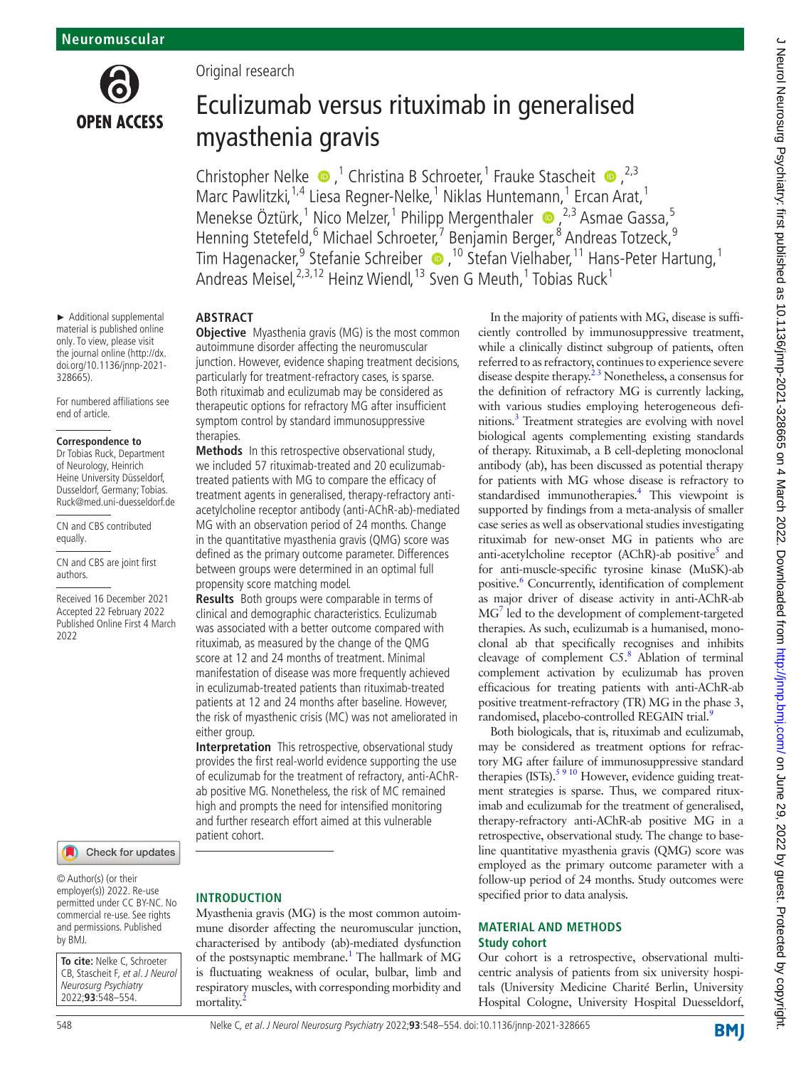Original research

# Eculizumab versus rituximab in generalised myasthenia gravis

Christopher Nelke,[1] Christina B Schroeter,[1] Frauke Stascheit,[2,3] Marc Pawlitzki,[1,4] Liesa Regner-Nelke,[1] Niklas Huntemann,[1] Ercan Arat,[1] Menekse Öztürk,[1] Nico Melzer,[1] Philipp Mergenthaler,[2,3] Asmae Gassa,[5] Henning Stetefeld,[6] Michael Schroeter,[7] Benjamin Berger,[8] Andreas Totzeck,[9] Tim Hagenacker,[9] Stefanie Schreiber,[10] Stefan Vielhaber,[11] Hans-Peter Hartung,[1] Andreas Meisel,[2,3,12] Heinz Wiendl,[13] Sven G Meuth,[1] Tobias Ruck[1]

► Additional supplemental material is published online only. To view, please visit the journal online (http://dx.doi.org/10.1136/jnnp-2021-328665).

For numbered affiliations see end of article.

**Correspondence to**
Dr Tobias Ruck, Department of Neurology, Heinrich Heine University Düsseldorf, Dusseldorf, Germany; Tobias.Ruck@med.uni-duesseldorf.de

CN and CBS contributed equally.

CN and CBS are joint first authors.

Received 16 December 2021
Accepted 22 February 2022
Published Online First 4 March 2022

© Author(s) (or their employer(s)) 2022. Re-use permitted under CC BY-NC. No commercial re-use. See rights and permissions. Published by BMJ.

**To cite:** Nelke C, Schroeter CB, Stascheit F, *et al. J Neurol Neurosurg Psychiatry* 2022;**93**:548–554.

## ABSTRACT

**Objective** Myasthenia gravis (MG) is the most common autoimmune disorder affecting the neuromuscular junction. However, evidence shaping treatment decisions, particularly for treatment-refractory cases, is sparse. Both rituximab and eculizumab may be considered as therapeutic options for refractory MG after insufficient symptom control by standard immunosuppressive therapies.

**Methods** In this retrospective observational study, we included 57 rituximab-treated and 20 eculizumab-treated patients with MG to compare the efficacy of treatment agents in generalised, therapy-refractory anti-acetylcholine receptor antibody (anti-AChR-ab)-mediated MG with an observation period of 24 months. Change in the quantitative myasthenia gravis (QMG) score was defined as the primary outcome parameter. Differences between groups were determined in an optimal full propensity score matching model.

**Results** Both groups were comparable in terms of clinical and demographic characteristics. Eculizumab was associated with a better outcome compared with rituximab, as measured by the change of the QMG score at 12 and 24 months of treatment. Minimal manifestation of disease was more frequently achieved in eculizumab-treated patients than rituximab-treated patients at 12 and 24 months after baseline. However, the risk of myasthenic crisis (MC) was not ameliorated in either group.

**Interpretation** This retrospective, observational study provides the first real-world evidence supporting the use of eculizumab for the treatment of refractory, anti-AChR-ab positive MG. Nonetheless, the risk of MC remained high and prompts the need for intensified monitoring and further research effort aimed at this vulnerable patient cohort.

## INTRODUCTION

Myasthenia gravis (MG) is the most common autoimmune disorder affecting the neuromuscular junction, characterised by antibody (ab)-mediated dysfunction of the postsynaptic membrane.[1] The hallmark of MG is fluctuating weakness of ocular, bulbar, limb and respiratory muscles, with corresponding morbidity and mortality.[2]

In the majority of patients with MG, disease is sufficiently controlled by immunosuppressive treatment, while a clinically distinct subgroup of patients, often referred to as refractory, continues to experience severe disease despite therapy.[2,3] Nonetheless, a consensus for the definition of refractory MG is currently lacking, with various studies employing heterogeneous definitions.[3] Treatment strategies are evolving with novel biological agents complementing existing standards of therapy. Rituximab, a B cell-depleting monoclonal antibody (ab), has been discussed as potential therapy for patients with MG whose disease is refractory to standardised immunotherapies.[4] This viewpoint is supported by findings from a meta-analysis of smaller case series as well as observational studies investigating rituximab for new-onset MG in patients who are anti-acetylcholine receptor (AChR)-ab positive[5] and for anti-muscle-specific tyrosine kinase (MuSK)-ab positive.[6] Concurrently, identification of complement as major driver of disease activity in anti-AChR-ab MG[7] led to the development of complement-targeted therapies. As such, eculizumab is a humanised, monoclonal ab that specifically recognises and inhibits cleavage of complement C5.[8] Ablation of terminal complement activation by eculizumab has proven efficacious for treating patients with anti-AChR-ab positive treatment-refractory (TR) MG in the phase 3, randomised, placebo-controlled REGAIN trial.[9]

Both biologicals, that is, rituximab and eculizumab, may be considered as treatment options for refractory MG after failure of immunosuppressive standard therapies (ISTs).[5,9,10] However, evidence guiding treatment strategies is sparse. Thus, we compared rituximab and eculizumab for the treatment of generalised, therapy-refractory anti-AChR-ab positive MG in a retrospective, observational study. The change to baseline quantitative myasthenia gravis (QMG) score was employed as the primary outcome parameter with a follow-up period of 24 months. Study outcomes were specified prior to data analysis.

## MATERIAL AND METHODS

### Study cohort

Our cohort is a retrospective, observational multicentric analysis of patients from six university hospitals (University Medicine Charité Berlin, University Hospital Cologne, University Hospital Duesseldorf,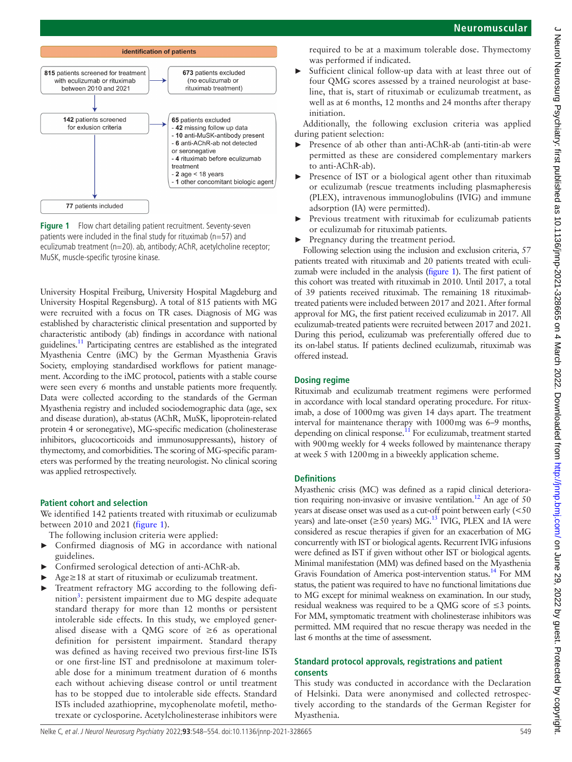**identification of patients**

815 patients screened for treatment with eculizumab or rituximab between 2010 and 2021 → 673 patients excluded (no eculizumab or rituximab treatment)

142 patients screened for exlusion criteria → 65 patients excluded
- 42 missing follow up data
- 10 anti-MuSK-antibody present
- 6 anti-AChR-ab not detected or seronegative
- 4 rituximab before eculizumab treatment
- 2 age < 18 years
- 1 other concomitant biologic agent

77 patients included

**Figure 1** Flow chart detailing patient recruitment. Seventy-seven patients were included in the final study for rituximab (n=57) and eculizumab treatment (n=20). ab, antibody; AChR, acetylcholine receptor; MuSK, muscle-specific tyrosine kinase.

University Hospital Freiburg, University Hospital Magdeburg and University Hospital Regensburg). A total of 815 patients with MG were recruited with a focus on TR cases. Diagnosis of MG was established by characteristic clinical presentation and supported by characteristic antibody (ab) findings in accordance with national guidelines.[11] Participating centres are established as the integrated Myasthenia Centre (iMC) by the German Myasthenia Gravis Society, employing standardised workflows for patient management. According to the iMC protocol, patients with a stable course were seen every 6 months and unstable patients more frequently. Data were collected according to the standards of the German Myasthenia registry and included sociodemographic data (age, sex and disease duration), ab-status (AChR, MuSK, lipoprotein-related protein 4 or seronegative), MG-specific medication (cholinesterase inhibitors, glucocorticoids and immunosuppressants), history of thymectomy, and comorbidities. The scoring of MG-specific parameters was performed by the treating neurologist. No clinical scoring was applied retrospectively.

### Patient cohort and selection

We identified 142 patients treated with rituximab or eculizumab between 2010 and 2021 (figure 1).

The following inclusion criteria were applied:

- Confirmed diagnosis of MG in accordance with national guidelines.
- Confirmed serological detection of anti-AChR-ab.
- Age≥18 at start of rituximab or eculizumab treatment.
- Treatment refractory MG according to the following definition[3]: persistent impairment due to MG despite adequate standard therapy for more than 12 months or persistent intolerable side effects. In this study, we employed generalised disease with a QMG score of ≥6 as operational definition for persistent impairment. Standard therapy was defined as having received two previous first-line ISTs or one first-line IST and prednisolone at maximum tolerable dose for a minimum treatment duration of 6 months each without achieving disease control or until treatment has to be stopped due to intolerable side effects. Standard ISTs included azathioprine, mycophenolate mofetil, methotrexate or cyclosporine. Acetylcholinesterase inhibitors were required to be at a maximum tolerable dose. Thymectomy was performed if indicated.
- Sufficient clinical follow-up data with at least three out of four QMG scores assessed by a trained neurologist at baseline, that is, start of rituximab or eculizumab treatment, as well as at 6 months, 12 months and 24 months after therapy initiation.

Additionally, the following exclusion criteria was applied during patient selection:

- Presence of ab other than anti-AChR-ab (anti-titin-ab were permitted as these are considered complementary markers to anti-AChR-ab).
- Presence of IST or a biological agent other than rituximab or eculizumab (rescue treatments including plasmapheresis (PLEX), intravenous immunoglobulins (IVIG) and immune adsorption (IA) were permitted).
- Previous treatment with rituximab for eculizumab patients or eculizumab for rituximab patients.
- Pregnancy during the treatment period.

Following selection using the inclusion and exclusion criteria, 57 patients treated with rituximab and 20 patients treated with eculizumab were included in the analysis (figure 1). The first patient of this cohort was treated with rituximab in 2010. Until 2017, a total of 39 patients received rituximab. The remaining 18 rituximab-treated patients were included between 2017 and 2021. After formal approval for MG, the first patient received eculizumab in 2017. All eculizumab-treated patients were recruited between 2017 and 2021. During this period, eculizumab was preferentially offered due to its on-label status. If patients declined eculizumab, rituximab was offered instead.

### Dosing regime

Rituximab and eculizumab treatment regimens were performed in accordance with local standard operating procedure. For rituximab, a dose of 1000 mg was given 14 days apart. The treatment interval for maintenance therapy with 1000 mg was 6–9 months, depending on clinical response.[11] For eculizumab, treatment started with 900 mg weekly for 4 weeks followed by maintenance therapy at week 5 with 1200 mg in a biweekly application scheme.

### Definitions

Myasthenic crisis (MC) was defined as a rapid clinical deterioration requiring non-invasive or invasive ventilation.[12] An age of 50 years at disease onset was used as a cut-off point between early (<50 years) and late-onset (≥50 years) MG.[13] IVIG, PLEX and IA were considered as rescue therapies if given for an exacerbation of MG concurrently with IST or biological agents. Recurrent IVIG infusions were defined as IST if given without other IST or biological agents. Minimal manifestation (MM) was defined based on the Myasthenia Gravis Foundation of America post-intervention status.[14] For MM status, the patient was required to have no functional limitations due to MG except for minimal weakness on examination. In our study, residual weakness was required to be a QMG score of ≤3 points. For MM, symptomatic treatment with cholinesterase inhibitors was permitted. MM required that no rescue therapy was needed in the last 6 months at the time of assessment.

### Standard protocol approvals, registrations and patient consents

This study was conducted in accordance with the Declaration of Helsinki. Data were anonymised and collected retrospectively according to the standards of the German Register for Myasthenia.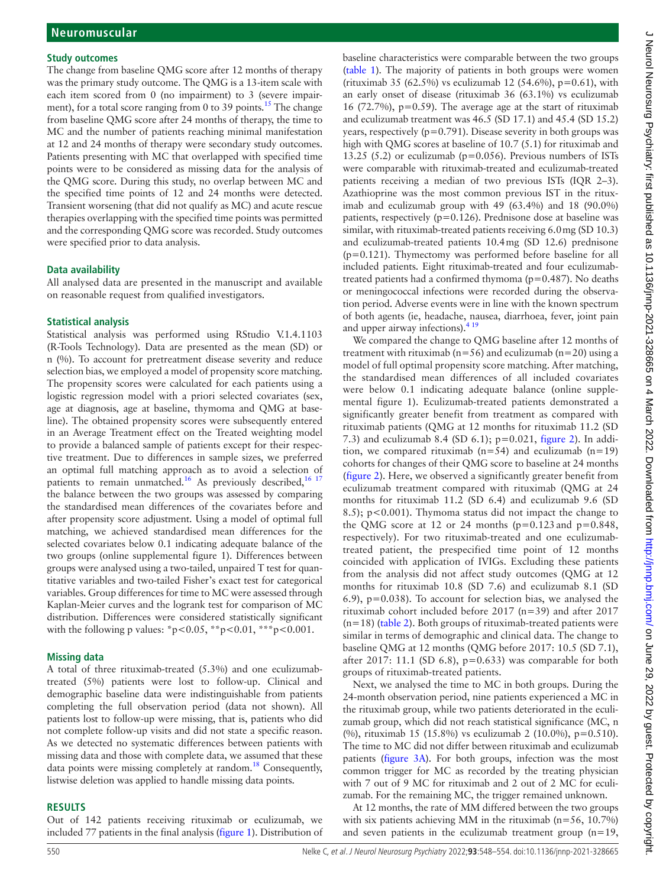### Study outcomes

The change from baseline QMG score after 12 months of therapy was the primary study outcome. The QMG is a 13-item scale with each item scored from 0 (no impairment) to 3 (severe impairment), for a total score ranging from 0 to 39 points.[15] The change from baseline QMG score after 24 months of therapy, the time to MC and the number of patients reaching minimal manifestation at 12 and 24 months of therapy were secondary study outcomes. Patients presenting with MC that overlapped with specified time points were to be considered as missing data for the analysis of the QMG score. During this study, no overlap between MC and the specified time points of 12 and 24 months were detected. Transient worsening (that did not qualify as MC) and acute rescue therapies overlapping with the specified time points was permitted and the corresponding QMG score was recorded. Study outcomes were specified prior to data analysis.

### Data availability

All analysed data are presented in the manuscript and available on reasonable request from qualified investigators.

### Statistical analysis

Statistical analysis was performed using RStudio V.1.4.1103 (R-Tools Technology). Data are presented as the mean (SD) or n (%). To account for pretreatment disease severity and reduce selection bias, we employed a model of propensity score matching. The propensity scores were calculated for each patients using a logistic regression model with a priori selected covariates (sex, age at diagnosis, age at baseline, thymoma and QMG at baseline). The obtained propensity scores were subsequently entered in an Average Treatment effect on the Treated weighting model to provide a balanced sample of patients except for their respective treatment. Due to differences in sample sizes, we preferred an optimal full matching approach as to avoid a selection of patients to remain unmatched.[16] As previously described,[16 17] the balance between the two groups was assessed by comparing the standardised mean differences of the covariates before and after propensity score adjustment. Using a model of optimal full matching, we achieved standardised mean differences for the selected covariates below 0.1 indicating adequate balance of the two groups (online supplemental figure 1). Differences between groups were analysed using a two-tailed, unpaired T test for quantitative variables and two-tailed Fisher's exact test for categorical variables. Group differences for time to MC were assessed through Kaplan-Meier curves and the logrank test for comparison of MC distribution. Differences were considered statistically significant with the following p values: *$p<0.05$, **$p<0.01$, ***$p<0.001$.

### Missing data

A total of three rituximab-treated (5.3%) and one eculizumab-treated (5%) patients were lost to follow-up. Clinical and demographic baseline data were indistinguishable from patients completing the full observation period (data not shown). All patients lost to follow-up were missing, that is, patients who did not complete follow-up visits and did not state a specific reason. As we detected no systematic differences between patients with missing data and those with complete data, we assumed that these data points were missing completely at random.[18] Consequently, listwise deletion was applied to handle missing data points.

## RESULTS

Out of 142 patients receiving rituximab or eculizumab, we included 77 patients in the final analysis (figure 1). Distribution of baseline characteristics were comparable between the two groups (table 1). The majority of patients in both groups were women (rituximab 35 (62.5%) vs eculizumab 12 (54.6%), p=0.61), with an early onset of disease (rituximab 36 (63.1%) vs eculizumab 16 (72.7%), p=0.59). The average age at the start of rituximab and eculizumab treatment was 46.5 (SD 17.1) and 45.4 (SD 15.2) years, respectively (p=0.791). Disease severity in both groups was high with QMG scores at baseline of 10.7 (5.1) for rituximab and 13.25 (5.2) or eculizumab (p=0.056). Previous numbers of ISTs were comparable with rituximab-treated and eculizumab-treated patients receiving a median of two previous ISTs (IQR 2–3). Azathioprine was the most common previous IST in the rituximab and eculizumab group with 49 (63.4%) and 18 (90.0%) patients, respectively (p=0.126). Prednisone dose at baseline was similar, with rituximab-treated patients receiving 6.0 mg (SD 10.3) and eculizumab-treated patients 10.4 mg (SD 12.6) prednisone (p=0.121). Thymectomy was performed before baseline for all included patients. Eight rituximab-treated and four eculizumab-treated patients had a confirmed thymoma (p=0.487). No deaths or meningococcal infections were recorded during the observation period. Adverse events were in line with the known spectrum of both agents (ie, headache, nausea, diarrhoea, fever, joint pain and upper airway infections).[4 19]

We compared the change to QMG baseline after 12 months of treatment with rituximab (n=56) and eculizumab (n=20) using a model of full optimal propensity score matching. After matching, the standardised mean differences of all included covariates were below 0.1 indicating adequate balance (online supplemental figure 1). Eculizumab-treated patients demonstrated a significantly greater benefit from treatment as compared with rituximab patients (QMG at 12 months for rituximab 11.2 (SD 7.3) and eculizumab 8.4 (SD 6.1); p=0.021, figure 2). In addition, we compared rituximab (n=54) and eculizumab (n=19) cohorts for changes of their QMG score to baseline at 24 months (figure 2). Here, we observed a significantly greater benefit from eculizumab treatment compared with rituximab (QMG at 24 months for rituximab 11.2 (SD 6.4) and eculizumab 9.6 (SD 8.5); p<0.001). Thymoma status did not impact the change to the QMG score at 12 or 24 months (p=0.123 and p=0.848, respectively). For two rituximab-treated and one eculizumab-treated patient, the prespecified time point of 12 months coincided with application of IVIGs. Excluding these patients from the analysis did not affect study outcomes (QMG at 12 months for rituximab 10.8 (SD 7.6) and eculizumab 8.1 (SD 6.9), p=0.038). To account for selection bias, we analysed the rituximab cohort included before 2017 (n=39) and after 2017 (n=18) (table 2). Both groups of rituximab-treated patients were similar in terms of demographic and clinical data. The change to baseline QMG at 12 months (QMG before 2017: 10.5 (SD 7.1), after 2017: 11.1 (SD 6.8), p=0.633) was comparable for both groups of rituximab-treated patients.

Next, we analysed the time to MC in both groups. During the 24-month observation period, nine patients experienced a MC in the rituximab group, while two patients deteriorated in the eculizumab group, which did not reach statistical significance (MC, n (%), rituximab 15 (15.8%) vs eculizumab 2 (10.0%), p=0.510). The time to MC did not differ between rituximab and eculizumab patients (figure 3A). For both groups, infection was the most common trigger for MC as recorded by the treating physician with 7 out of 9 MC for rituximab and 2 out of 2 MC for eculizumab. For the remaining MC, the trigger remained unknown.

At 12 months, the rate of MM differed between the two groups with six patients achieving MM in the rituximab (n=56, 10.7%) and seven patients in the eculizumab treatment group (n=19,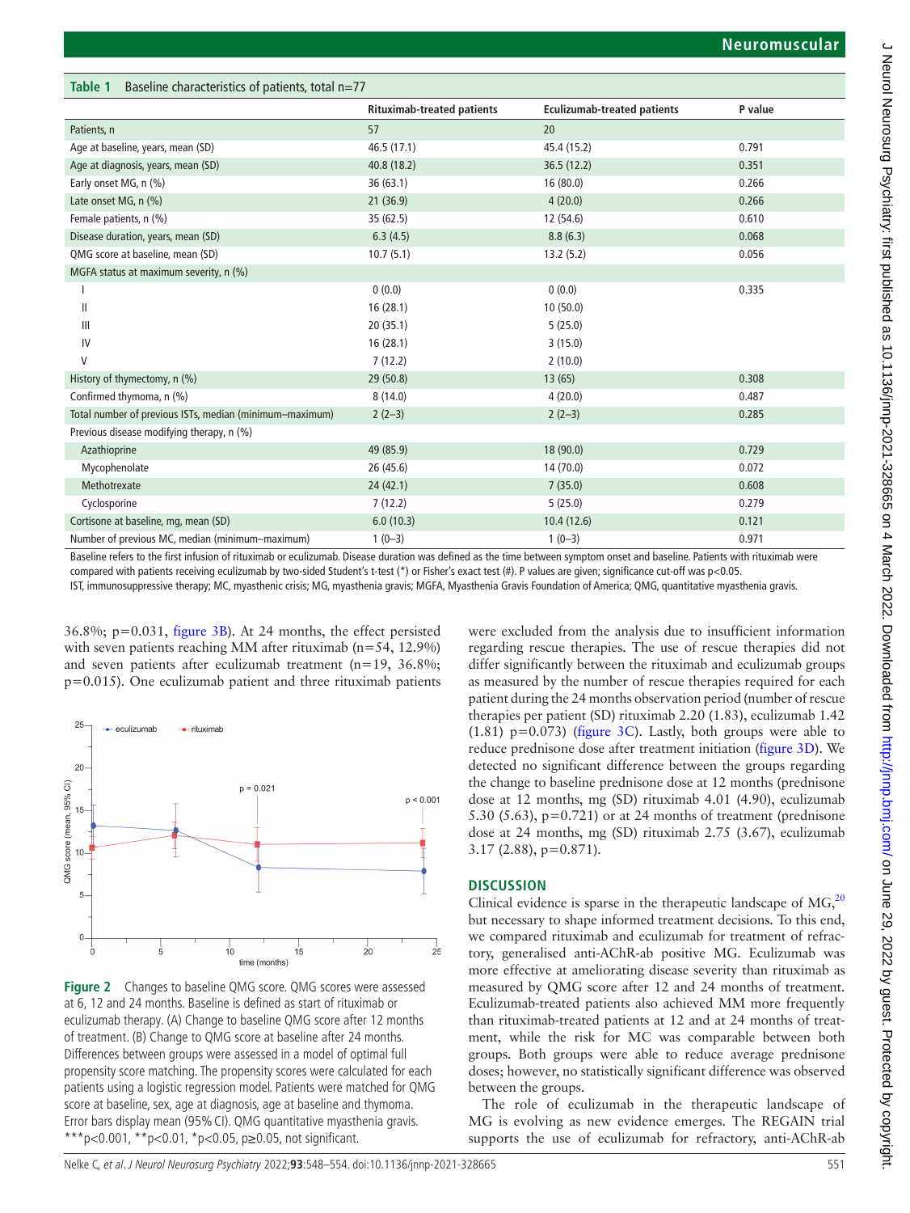**Table 1** Baseline characteristics of patients, total n=77

| | Rituximab-treated patients | Eculizumab-treated patients | P value |
|---|---|---|---|
| Patients, n | 57 | 20 | |
| Age at baseline, years, mean (SD) | 46.5 (17.1) | 45.4 (15.2) | 0.791 |
| Age at diagnosis, years, mean (SD) | 40.8 (18.2) | 36.5 (12.2) | 0.351 |
| Early onset MG, n (%) | 36 (63.1) | 16 (80.0) | 0.266 |
| Late onset MG, n (%) | 21 (36.9) | 4 (20.0) | 0.266 |
| Female patients, n (%) | 35 (62.5) | 12 (54.6) | 0.610 |
| Disease duration, years, mean (SD) | 6.3 (4.5) | 8.8 (6.3) | 0.068 |
| QMG score at baseline, mean (SD) | 10.7 (5.1) | 13.2 (5.2) | 0.056 |
| MGFA status at maximum severity, n (%) | | | |
| I | 0 (0.0) | 0 (0.0) | 0.335 |
| II | 16 (28.1) | 10 (50.0) | |
| III | 20 (35.1) | 5 (25.0) | |
| IV | 16 (28.1) | 3 (15.0) | |
| V | 7 (12.2) | 2 (10.0) | |
| History of thymectomy, n (%) | 29 (50.8) | 13 (65) | 0.308 |
| Confirmed thymoma, n (%) | 8 (14.0) | 4 (20.0) | 0.487 |
| Total number of previous ISTs, median (minimum–maximum) | 2 (2–3) | 2 (2–3) | 0.285 |
| Previous disease modifying therapy, n (%) | | | |
| Azathioprine | 49 (85.9) | 18 (90.0) | 0.729 |
| Mycophenolate | 26 (45.6) | 14 (70.0) | 0.072 |
| Methotrexate | 24 (42.1) | 7 (35.0) | 0.608 |
| Cyclosporine | 7 (12.2) | 5 (25.0) | 0.279 |
| Cortisone at baseline, mg, mean (SD) | 6.0 (10.3) | 10.4 (12.6) | 0.121 |
| Number of previous MC, median (minimum–maximum) | 1 (0–3) | 1 (0–3) | 0.971 |

Baseline refers to the first infusion of rituximab or eculizumab. Disease duration was defined as the time between symptom onset and baseline. Patients with rituximab were compared with patients receiving eculizumab by two-sided Student's t-test (*) or Fisher's exact test (#). P values are given; significance cut-off was p<0.05.
IST, immunosuppressive therapy; MC, myasthenic crisis; MG, myasthenia gravis; MGFA, Myasthenia Gravis Foundation of America; QMG, quantitative myasthenia gravis.

36.8%; p=0.031, figure 3B). At 24 months, the effect persisted with seven patients reaching MM after rituximab (n=54, 12.9%) and seven patients after eculizumab treatment (n=19, 36.8%; p=0.015). One eculizumab patient and three rituximab patients were excluded from the analysis due to insufficient information regarding rescue therapies. The use of rescue therapies did not differ significantly between the rituximab and eculizumab groups as measured by the number of rescue therapies required for each patient during the 24 months observation period (number of rescue therapies per patient (SD) rituximab 2.20 (1.83), eculizumab 1.42 (1.81) p=0.073) (figure 3C). Lastly, both groups were able to reduce prednisone dose after treatment initiation (figure 3D). We detected no significant difference between the groups regarding the change to baseline prednisone dose at 12 months (prednisone dose at 12 months, mg (SD) rituximab 4.01 (4.90), eculizumab 5.30 (5.63), p=0.721) or at 24 months of treatment (prednisone dose at 24 months, mg (SD) rituximab 2.75 (3.67), eculizumab 3.17 (2.88), p=0.871).

**Figure 2** Changes to baseline QMG score. QMG scores were assessed at 6, 12 and 24 months. Baseline is defined as start of rituximab or eculizumab therapy. (A) Change to baseline QMG score after 12 months of treatment. (B) Change to QMG score at baseline after 24 months. Differences between groups were assessed in a model of optimal full propensity score matching. The propensity scores were calculated for each patients using a logistic regression model. Patients were matched for QMG score at baseline, sex, age at diagnosis, age at baseline and thymoma. Error bars display mean (95% CI). QMG quantitative myasthenia gravis. ***p<0.001, **p<0.01, *p<0.05, p≥0.05, not significant.

## DISCUSSION

Clinical evidence is sparse in the therapeutic landscape of MG,[20] but necessary to shape informed treatment decisions. To this end, we compared rituximab and eculizumab for treatment of refractory, generalised anti-AChR-ab positive MG. Eculizumab was more effective at ameliorating disease severity than rituximab as measured by QMG score after 12 and 24 months of treatment. Eculizumab-treated patients also achieved MM more frequently than rituximab-treated patients at 12 and at 24 months of treatment, while the risk for MC was comparable between both groups. Both groups were able to reduce average prednisone doses; however, no statistically significant difference was observed between the groups.

The role of eculizumab in the therapeutic landscape of MG is evolving as new evidence emerges. The REGAIN trial supports the use of eculizumab for refractory, anti-AChR-ab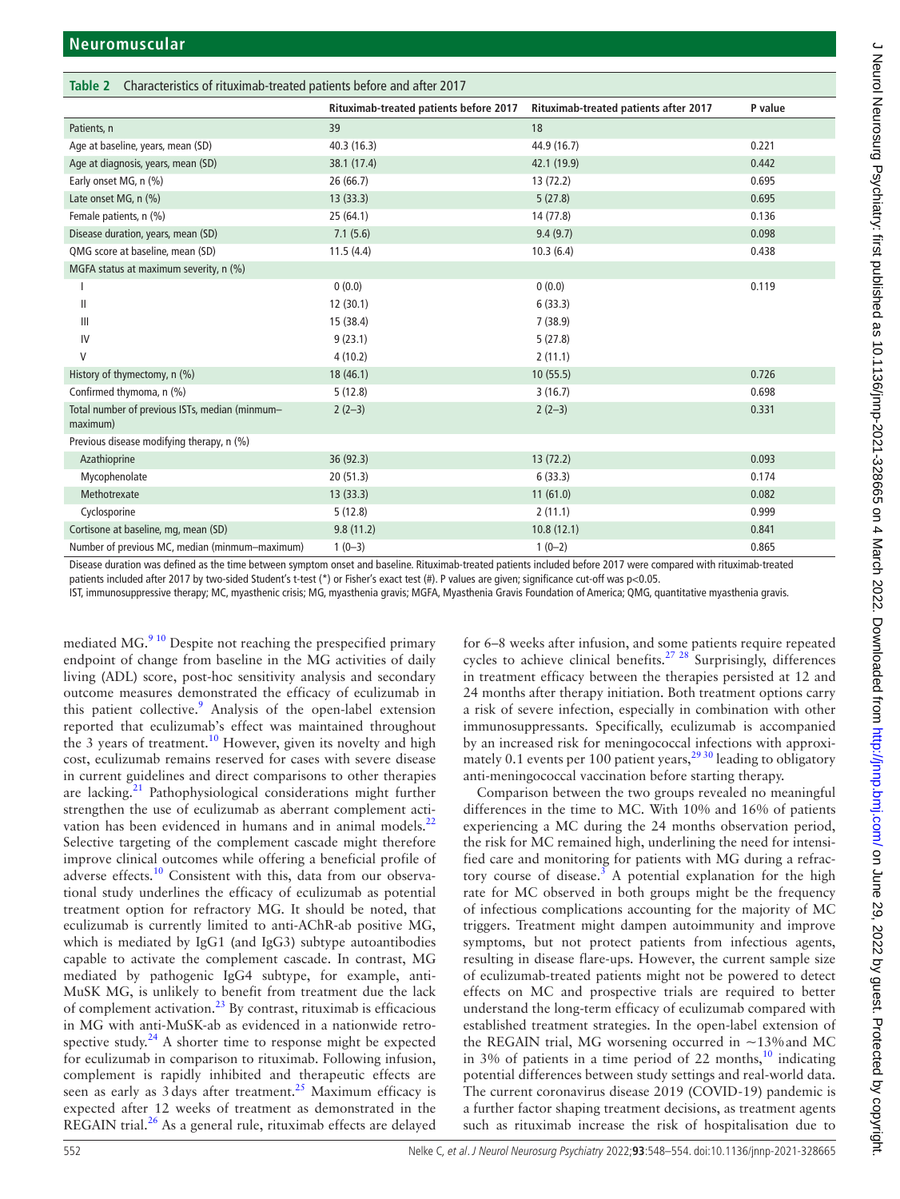**Table 2** Characteristics of rituximab-treated patients before and after 2017

| | Rituximab-treated patients before 2017 | Rituximab-treated patients after 2017 | P value |
|---|---|---|---|
| Patients, n | 39 | 18 | |
| Age at baseline, years, mean (SD) | 40.3 (16.3) | 44.9 (16.7) | 0.221 |
| Age at diagnosis, years, mean (SD) | 38.1 (17.4) | 42.1 (19.9) | 0.442 |
| Early onset MG, n (%) | 26 (66.7) | 13 (72.2) | 0.695 |
| Late onset MG, n (%) | 13 (33.3) | 5 (27.8) | 0.695 |
| Female patients, n (%) | 25 (64.1) | 14 (77.8) | 0.136 |
| Disease duration, years, mean (SD) | 7.1 (5.6) | 9.4 (9.7) | 0.098 |
| QMG score at baseline, mean (SD) | 11.5 (4.4) | 10.3 (6.4) | 0.438 |
| MGFA status at maximum severity, n (%) | | | |
| I | 0 (0.0) | 0 (0.0) | 0.119 |
| II | 12 (30.1) | 6 (33.3) | |
| III | 15 (38.4) | 7 (38.9) | |
| IV | 9 (23.1) | 5 (27.8) | |
| V | 4 (10.2) | 2 (11.1) | |
| History of thymectomy, n (%) | 18 (46.1) | 10 (55.5) | 0.726 |
| Confirmed thymoma, n (%) | 5 (12.8) | 3 (16.7) | 0.698 |
| Total number of previous ISTs, median (minmum–maximum) | 2 (2–3) | 2 (2–3) | 0.331 |
| Previous disease modifying therapy, n (%) | | | |
| Azathioprine | 36 (92.3) | 13 (72.2) | 0.093 |
| Mycophenolate | 20 (51.3) | 6 (33.3) | 0.174 |
| Methotrexate | 13 (33.3) | 11 (61.0) | 0.082 |
| Cyclosporine | 5 (12.8) | 2 (11.1) | 0.999 |
| Cortisone at baseline, mg, mean (SD) | 9.8 (11.2) | 10.8 (12.1) | 0.841 |
| Number of previous MC, median (minmum–maximum) | 1 (0–3) | 1 (0–2) | 0.865 |

Disease duration was defined as the time between symptom onset and baseline. Rituximab-treated patients included before 2017 were compared with rituximab-treated patients included after 2017 by two-sided Student's t-test (*) or Fisher's exact test (#). P values are given; significance cut-off was p<0.05.

IST, immunosuppressive therapy; MC, myasthenic crisis; MG, myasthenia gravis; MGFA, Myasthenia Gravis Foundation of America; QMG, quantitative myasthenia gravis.

mediated MG.[9,10] Despite not reaching the prespecified primary endpoint of change from baseline in the MG activities of daily living (ADL) score, post-hoc sensitivity analysis and secondary outcome measures demonstrated the efficacy of eculizumab in this patient collective.[9] Analysis of the open-label extension reported that eculizumab's effect was maintained throughout the 3 years of treatment.[10] However, given its novelty and high cost, eculizumab remains reserved for cases with severe disease in current guidelines and direct comparisons to other therapies are lacking.[21] Pathophysiological considerations might further strengthen the use of eculizumab as aberrant complement activation has been evidenced in humans and in animal models.[22] Selective targeting of the complement cascade might therefore improve clinical outcomes while offering a beneficial profile of adverse effects.[10] Consistent with this, data from our observational study underlines the efficacy of eculizumab as potential treatment option for refractory MG. It should be noted, that eculizumab is currently limited to anti-AChR-ab positive MG, which is mediated by IgG1 (and IgG3) subtype autoantibodies capable to activate the complement cascade. In contrast, MG mediated by pathogenic IgG4 subtype, for example, anti-MuSK MG, is unlikely to benefit from treatment due the lack of complement activation.[23] By contrast, rituximab is efficacious in MG with anti-MuSK-ab as evidenced in a nationwide retrospective study.[24] A shorter time to response might be expected for eculizumab in comparison to rituximab. Following infusion, complement is rapidly inhibited and therapeutic effects are seen as early as 3 days after treatment.[25] Maximum efficacy is expected after 12 weeks of treatment as demonstrated in the REGAIN trial.[26] As a general rule, rituximab effects are delayed for 6–8 weeks after infusion, and some patients require repeated cycles to achieve clinical benefits.[27,28] Surprisingly, differences in treatment efficacy between the therapies persisted at 12 and 24 months after therapy initiation. Both treatment options carry a risk of severe infection, especially in combination with other immunosuppressants. Specifically, eculizumab is accompanied by an increased risk for meningococcal infections with approximately 0.1 events per 100 patient years,[29,30] leading to obligatory anti-meningococcal vaccination before starting therapy.

Comparison between the two groups revealed no meaningful differences in the time to MC. With 10% and 16% of patients experiencing a MC during the 24 months observation period, the risk for MC remained high, underlining the need for intensified care and monitoring for patients with MG during a refractory course of disease.[3] A potential explanation for the high rate for MC observed in both groups might be the frequency of infectious complications accounting for the majority of MC triggers. Treatment might dampen autoimmunity and improve symptoms, but not protect patients from infectious agents, resulting in disease flare-ups. However, the current sample size of eculizumab-treated patients might not be powered to detect effects on MC and prospective trials are required to better understand the long-term efficacy of eculizumab compared with established treatment strategies. In the open-label extension of the REGAIN trial, MG worsening occurred in ~13% and MC in 3% of patients in a time period of 22 months,[10] indicating potential differences between study settings and real-world data. The current coronavirus disease 2019 (COVID-19) pandemic is a further factor shaping treatment decisions, as treatment agents such as rituximab increase the risk of hospitalisation due to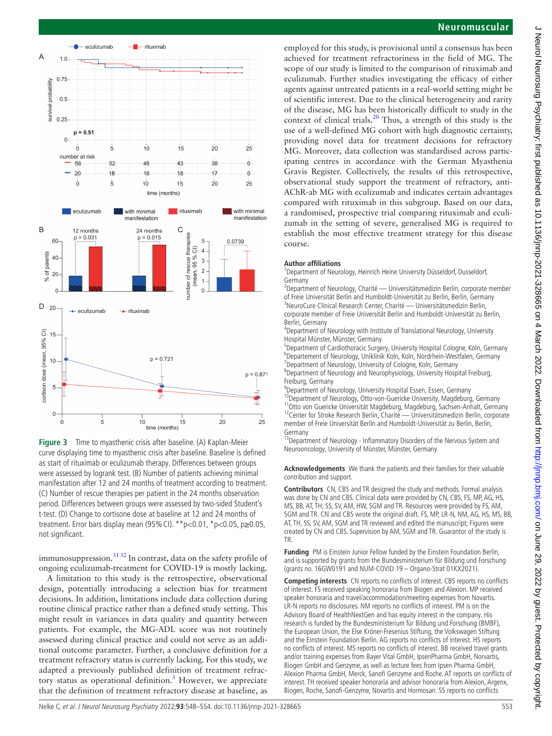Figure 3 Time to myasthenic crisis after baseline. (A) Kaplan-Meier curve displaying time to myasthenic crisis after baseline. Baseline is defined as start of rituximab or eculizumab therapy. Differences between groups were assessed by logrank test. (B) Number of patients achieving minimal manifestation after 12 and 24 months of treatment according to treatment. (C) Number of rescue therapies per patient in the 24 months observation period. Differences between groups were assessed by two-sided Student's t-test. (D) Change to cortisone dose at baseline at 12 and 24 months of treatment. Error bars display mean (95% CI). **p<0.01, *p<0.05, p≥0.05, not significant.

immunosuppression.[31 32] In contrast, data on the safety profile of ongoing eculizumab-treatment for COVID-19 is mostly lacking.

A limitation to this study is the retrospective, observational design, potentially introducing a selection bias for treatment decisions. In addition, limitations include data collection during routine clinical practice rather than a defined study setting. This might result in variances in data quality and quantity between patients. For example, the MG-ADL score was not routinely assessed during clinical practice and could not serve as an additional outcome parameter. Further, a conclusive definition for a treatment refractory status is currently lacking. For this study, we adapted a previously published definition of treatment refractory status as operational definition.[3] However, we appreciate that the definition of treatment refractory disease at baseline, as employed for this study, is provisional until a consensus has been achieved for treatment refractoriness in the field of MG. The scope of our study is limited to the comparison of rituximab and eculizumab. Further studies investigating the efficacy of either agents against untreated patients in a real-world setting might be of scientific interest. Due to the clinical heterogeneity and rarity of the disease, MG has been historically difficult to study in the context of clinical trials.[20] Thus, a strength of this study is the use of a well-defined MG cohort with high diagnostic certainty, providing novel data for treatment decisions for refractory MG. Moreover, data collection was standardised across participating centres in accordance with the German Myasthenia Gravis Register. Collectively, the results of this retrospective, observational study support the treatment of refractory, anti-AChR-ab MG with eculizumab and indicates certain advantages compared with rituximab in this subgroup. Based on our data, a randomised, prospective trial comparing rituximab and eculizumab in the setting of severe, generalised MG is required to establish the most effective treatment strategy for this disease course.

## Author affiliations

[1]Department of Neurology, Heinrich Heine University Düsseldorf, Dusseldorf, Germany
[2]Department of Neurology, Charité — Universitätsmedizin Berlin, corporate member of Freie Universität Berlin and Humboldt-Universität zu Berlin, Berlin, Germany
[3]NeuroCure Clinical Research Center, Charité — Universitätsmedizin Berlin, corporate member of Freie Universität Berlin and Humboldt-Universität zu Berlin, Berlin, Germany
[4]Department of Neurology with Institute of Translational Neurology, University Hospital Münster, Münster, Germany
[5]Department of Cardiothoracic Surgery, University Hospital Cologne, Koln, Germany
[6]Departement of Neurology, Uniklinik Koln, Koln, Nordrhein-Westfalen, Germany
[7]Department of Neurology, University of Cologne, Koln, Germany
[8]Department of Neurology and Neurophysiology, University Hospital Freiburg, Freiburg, Germany
[9]Department of Neurology, University Hospital Essen, Essen, Germany
[10]Department of Neurology, Otto-von-Guericke University, Magdeburg, Germany
[11]Otto von Guericke Universität Magdeburg, Magdeburg, Sachsen-Anhalt, Germany
[12]Center for Stroke Research Berlin, Charité — Universitätsmedizin Berlin, corporate member of Freie Universität Berlin and Humboldt-Universität zu Berlin, Berlin, Germany
[13]Department of Neurology - Inflammatory Disorders of the Nervous System and Neurooncology, University of Münster, Münster, Germany

**Acknowledgements** We thank the patients and their families for their valuable contribution and support.

**Contributors** CN, CBS and TR designed the study and methods. Formal analysis was done by CN and CBS. Clinical data were provided by CN, CBS, FS, MP, AG, HS, MS, BB, AT, TH, SS, SV, AM, HW, SGM and TR. Resources were provided by FS, AM, SGM and TR. CN and CBS wrote the original draft. FS, MP, LR-N, NM, AG, HS, MS, BB, AT, TH, SS, SV, AM, SGM and TR reviewed and edited the manuscript; Figures were created by CN and CBS. Supervision by AM, SGM and TR. Guarantor of the study is TR.

**Funding** PM is Einstein Junior Fellow funded by the Einstein Foundation Berlin, and is supported by grants from the Bundesministerium für Bildung und Forschung (grants no. 16GW0191 and NUM-COVID 19 – Organo-Strat 01KX2021).

**Competing interests** CN reports no conflicts of interest. CBS reports no conflicts of interest. FS received speaking honoraria from Biogen and Alexion. MP received speaker honoraria and travel/accommodation/meeting expenses from Novartis. LR-N reports no disclosures. NM reports no conflicts of interest. PM is on the Advisory Board of HealthNextGen and has equity interest in the company. His research is funded by the Bundesministerium für Bildung und Forschung (BMBF), the European Union, the Else Kröner-Fresenius Stiftung, the Volkswagen Stiftung and the Einstein Foundation Berlin. AG reports no conflicts of interest. HS reports no conflicts of interest. MS reports no conflicts of interest. BB received travel grants and/or training expenses from Bayer Vital GmbH, IpsenPharma GmbH, Novartis, Biogen GmbH and Genzyme, as well as lecture fees from Ipsen Pharma GmbH, Alexion Pharma GmbH, Merck, Sanofi Genzyme and Roche. AT reports on conflicts of interest. TH received speaker honoraria and advisor honoraria from Alexion, Argenx, Biogen, Roche, Sanofi-Genzyme, Novartis and Hormosan. SS reports no conflicts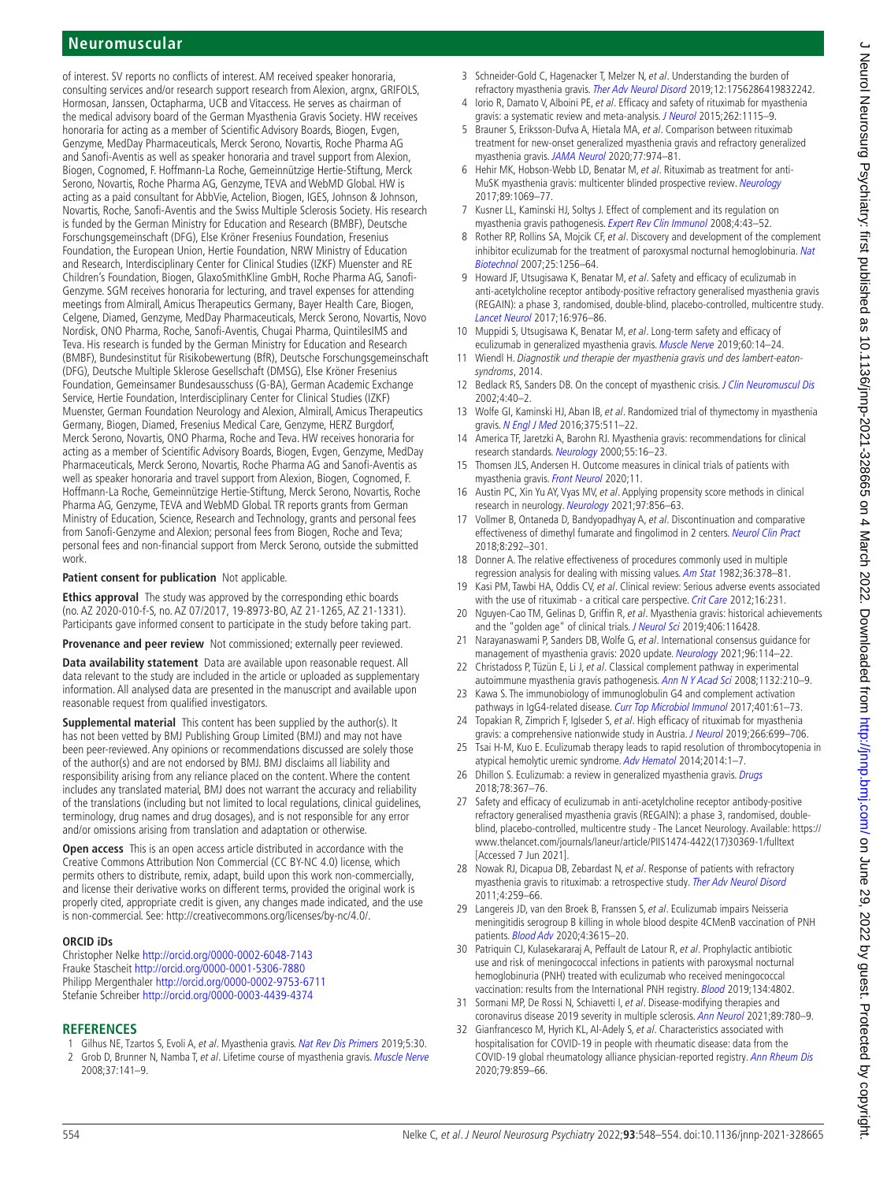of interest. SV reports no conflicts of interest. AM received speaker honoraria, consulting services and/or research support research from Alexion, argnx, GRIFOLS, Hormosan, Janssen, Octapharma, UCB and Vitaccess. He serves as chairman of the medical advisory board of the German Myasthenia Gravis Society. HW receives honoraria for acting as a member of Scientific Advisory Boards, Biogen, Evgen, Genzyme, MedDay Pharmaceuticals, Merck Serono, Novartis, Roche Pharma AG and Sanofi-Aventis as well as speaker honoraria and travel support from Alexion, Biogen, Cognomed, F. Hoffmann-La Roche, Gemeinnützige Hertie-Stiftung, Merck Serono, Novartis, Roche Pharma AG, Genzyme, TEVA and WebMD Global. HW is acting as a paid consultant for AbbVie, Actelion, Biogen, IGES, Johnson & Johnson, Novartis, Roche, Sanofi-Aventis and the Swiss Multiple Sclerosis Society. His research is funded by the German Ministry for Education and Research (BMBF), Deutsche Forschungsgemeinschaft (DFG), Else Kröner Fresenius Foundation, Fresenius Foundation, the European Union, Hertie Foundation, NRW Ministry of Education and Research, Interdisciplinary Center for Clinical Studies (IZKF) Muenster and RE Children's Foundation, Biogen, GlaxoSmithKline GmbH, Roche Pharma AG, Sanofi-Genzyme. SGM receives honoraria for lecturing, and travel expenses for attending meetings from Almirall, Amicus Therapeutics Germany, Bayer Health Care, Biogen, Celgene, Diamed, Genzyme, MedDay Pharmaceuticals, Merck Serono, Novartis, Novo Nordisk, ONO Pharma, Roche, Sanofi-Aventis, Chugai Pharma, QuintilesIMS and Teva. His research is funded by the German Ministry for Education and Research (BMBF), Bundesinstitut für Risikobewertung (BfR), Deutsche Forschungsgemeinschaft (DFG), Deutsche Multiple Sklerose Gesellschaft (DMSG), Else Kröner Fresenius Foundation, Gemeinsamer Bundesausschuss (G-BA), German Academic Exchange Service, Hertie Foundation, Interdisciplinary Center for Clinical Studies (IZKF) Muenster, German Foundation Neurology and Alexion, Almirall, Amicus Therapeutics Germany, Biogen, Diamed, Fresenius Medical Care, Genzyme, HERZ Burgdorf, Merck Serono, Novartis, ONO Pharma, Roche and Teva. HW receives honoraria for acting as a member of Scientific Advisory Boards, Biogen, Evgen, Genzyme, MedDay Pharmaceuticals, Merck Serono, Novartis, Roche Pharma AG and Sanofi-Aventis as well as speaker honoraria and travel support from Alexion, Biogen, Cognomed, F. Hoffmann-La Roche, Gemeinnützige Hertie-Stiftung, Merck Serono, Novartis, Roche Pharma AG, Genzyme, TEVA and WebMD Global. TR reports grants from German Ministry of Education, Science, Research and Technology, grants and personal fees from Sanofi-Genzyme and Alexion; personal fees from Biogen, Roche and Teva; personal fees and non-financial support from Merck Serono, outside the submitted work.

**Patient consent for publication** Not applicable.

**Ethics approval** The study was approved by the corresponding ethic boards (no. AZ 2020-010-f-S, no. AZ 07/2017, 19-8973-BO, AZ 21-1265, AZ 21-1331). Participants gave informed consent to participate in the study before taking part.

**Provenance and peer review** Not commissioned; externally peer reviewed.

**Data availability statement** Data are available upon reasonable request. All data relevant to the study are included in the article or uploaded as supplementary information. All analysed data are presented in the manuscript and available upon reasonable request from qualified investigators.

**Supplemental material** This content has been supplied by the author(s). It has not been vetted by BMJ Publishing Group Limited (BMJ) and may not have been peer-reviewed. Any opinions or recommendations discussed are solely those of the author(s) and are not endorsed by BMJ. BMJ disclaims all liability and responsibility arising from any reliance placed on the content. Where the content includes any translated material, BMJ does not warrant the accuracy and reliability of the translations (including but not limited to local regulations, clinical guidelines, terminology, drug names and drug dosages), and is not responsible for any error and/or omissions arising from translation and adaptation or otherwise.

**Open access** This is an open access article distributed in accordance with the Creative Commons Attribution Non Commercial (CC BY-NC 4.0) license, which permits others to distribute, remix, adapt, build upon this work non-commercially, and license their derivative works on different terms, provided the original work is properly cited, appropriate credit is given, any changes made indicated, and the use is non-commercial. See: http://creativecommons.org/licenses/by-nc/4.0/.

**ORCID iDs**

Christopher Nelke http://orcid.org/0000-0002-6048-7143
Frauke Stascheit http://orcid.org/0000-0001-5306-7880
Philipp Mergenthaler http://orcid.org/0000-0002-9753-6711
Stefanie Schreiber http://orcid.org/0000-0003-4439-4374

## REFERENCES

1. Gilhus NE, Tzartos S, Evoli A, *et al*. Myasthenia gravis. *Nat Rev Dis Primers* 2019;5:30.
2. Grob D, Brunner N, Namba T, *et al*. Lifetime course of myasthenia gravis. *Muscle Nerve* 2008;37:141–9.
3. Schneider-Gold C, Hagenacker T, Melzer N, *et al*. Understanding the burden of refractory myasthenia gravis. *Ther Adv Neurol Disord* 2019;12:1756286419832242.
4. Iorio R, Damato V, Alboini PE, *et al*. Efficacy and safety of rituximab for myasthenia gravis: a systematic review and meta-analysis. *J Neurol* 2015;262:1115–9.
5. Brauner S, Eriksson-Dufva A, Hietala MA, *et al*. Comparison between rituximab treatment for new-onset generalized myasthenia gravis and refractory generalized myasthenia gravis. *JAMA Neurol* 2020;77:974–81.
6. Hehir MK, Hobson-Webb LD, Benatar M, *et al*. Rituximab as treatment for anti-MuSK myasthenia gravis: multicenter blinded prospective review. *Neurology* 2017;89:1069–77.
7. Kusner LL, Kaminski HJ, Soltys J. Effect of complement and its regulation on myasthenia gravis pathogenesis. *Expert Rev Clin Immunol* 2008;4:43–52.
8. Rother RP, Rollins SA, Mojcik CF, *et al*. Discovery and development of the complement inhibitor eculizumab for the treatment of paroxysmal nocturnal hemoglobinuria. *Nat Biotechnol* 2007;25:1256–64.
9. Howard JF, Utsugisawa K, Benatar M, *et al*. Safety and efficacy of eculizumab in anti-acetylcholine receptor antibody-positive refractory generalised myasthenia gravis (REGAIN): a phase 3, randomised, double-blind, placebo-controlled, multicentre study. *Lancet Neurol* 2017;16:976–86.
10. Muppidi S, Utsugisawa K, Benatar M, *et al*. Long-term safety and efficacy of eculizumab in generalized myasthenia gravis. *Muscle Nerve* 2019;60:14–24.
11. Wiendl H. *Diagnostik und therapie der myasthenia gravis und des lambert-eaton-syndroms*, 2014.
12. Bedlack RS, Sanders DB. On the concept of myasthenic crisis. *J Clin Neuromuscul Dis* 2002;4:40–2.
13. Wolfe GI, Kaminski HJ, Aban IB, *et al*. Randomized trial of thymectomy in myasthenia gravis. *N Engl J Med* 2016;375:511–22.
14. America TF, Jaretzki A, Barohn RJ. Myasthenia gravis: recommendations for clinical research standards. *Neurology* 2000;55:16–23.
15. Thomsen JLS, Andersen H. Outcome measures in clinical trials of patients with myasthenia gravis. *Front Neurol* 2020;11.
16. Austin PC, Xin Yu AY, Vyas MV, *et al*. Applying propensity score methods in clinical research in neurology. *Neurology* 2021;97:856–63.
17. Vollmer B, Ontaneda D, Bandyopadhyay A, *et al*. Discontinuation and comparative effectiveness of dimethyl fumarate and fingolimod in 2 centers. *Neurol Clin Pract* 2018;8:292–301.
18. Donner A. The relative effectiveness of procedures commonly used in multiple regression analysis for dealing with missing values. *Am Stat* 1982;36:378–81.
19. Kasi PM, Tawbi HA, Oddis CV, *et al*. Clinical review: Serious adverse events associated with the use of rituximab - a critical care perspective. *Crit Care* 2012;16:231.
20. Nguyen-Cao TM, Gelinas D, Griffin R, *et al*. Myasthenia gravis: historical achievements and the "golden age" of clinical trials. *J Neurol Sci* 2019;406:116428.
21. Narayanaswami P, Sanders DB, Wolfe G, *et al*. International consensus guidance for management of myasthenia gravis: 2020 update. *Neurology* 2021;96:114–22.
22. Christadoss P, Tüzün E, Li J, *et al*. Classical complement pathway in experimental autoimmune myasthenia gravis pathogenesis. *Ann N Y Acad Sci* 2008;1132:210–9.
23. Kawa S. The immunobiology of immunoglobulin G4 and complement activation pathways in IgG4-related disease. *Curr Top Microbiol Immunol* 2017;401:61–73.
24. Topakian R, Zimprich F, Iglseder S, *et al*. High efficacy of rituximab for myasthenia gravis: a comprehensive nationwide study in Austria. *J Neurol* 2019;266:699–706.
25. Tsai H-M, Kuo E. Eculizumab therapy leads to rapid resolution of thrombocytopenia in atypical hemolytic uremic syndrome. *Adv Hematol* 2014;2014:1–7.
26. Dhillon S. Eculizumab: a review in generalized myasthenia gravis. *Drugs* 2018;78:367–76.
27. Safety and efficacy of eculizumab in anti-acetylcholine receptor antibody-positive refractory generalised myasthenia gravis (REGAIN): a phase 3, randomised, double-blind, placebo-controlled, multicentre study - The Lancet Neurology. Available: https://www.thelancet.com/journals/laneur/article/PIIS1474-4422(17)30369-1/fulltext [Accessed 7 Jun 2021].
28. Nowak RJ, Dicapua DB, Zebardast N, *et al*. Response of patients with refractory myasthenia gravis to rituximab: a retrospective study. *Ther Adv Neurol Disord* 2011;4:259–66.
29. Langereis JD, van den Broek B, Franssen S, *et al*. Eculizumab impairs Neisseria meningitidis serogroup B killing in whole blood despite 4CMenB vaccination of PNH patients. *Blood Adv* 2020;4:3615–20.
30. Patriquin CJ, Kulasekararaj A, Peffault de Latour R, *et al*. Prophylactic antibiotic use and risk of meningococcal infections in patients with paroxysmal nocturnal hemoglobinuria (PNH) treated with eculizumab who received meningococcal vaccination: results from the International PNH registry. *Blood* 2019;134:4802.
31. Sormani MP, De Rossi N, Schiavetti I, *et al*. Disease-modifying therapies and coronavirus disease 2019 severity in multiple sclerosis. *Ann Neurol* 2021;89:780–9.
32. Gianfrancesco M, Hyrich KL, Al-Adely S, *et al*. Characteristics associated with hospitalisation for COVID-19 in people with rheumatic disease: data from the COVID-19 global rheumatology alliance physician-reported registry. *Ann Rheum Dis* 2020;79:859–66.